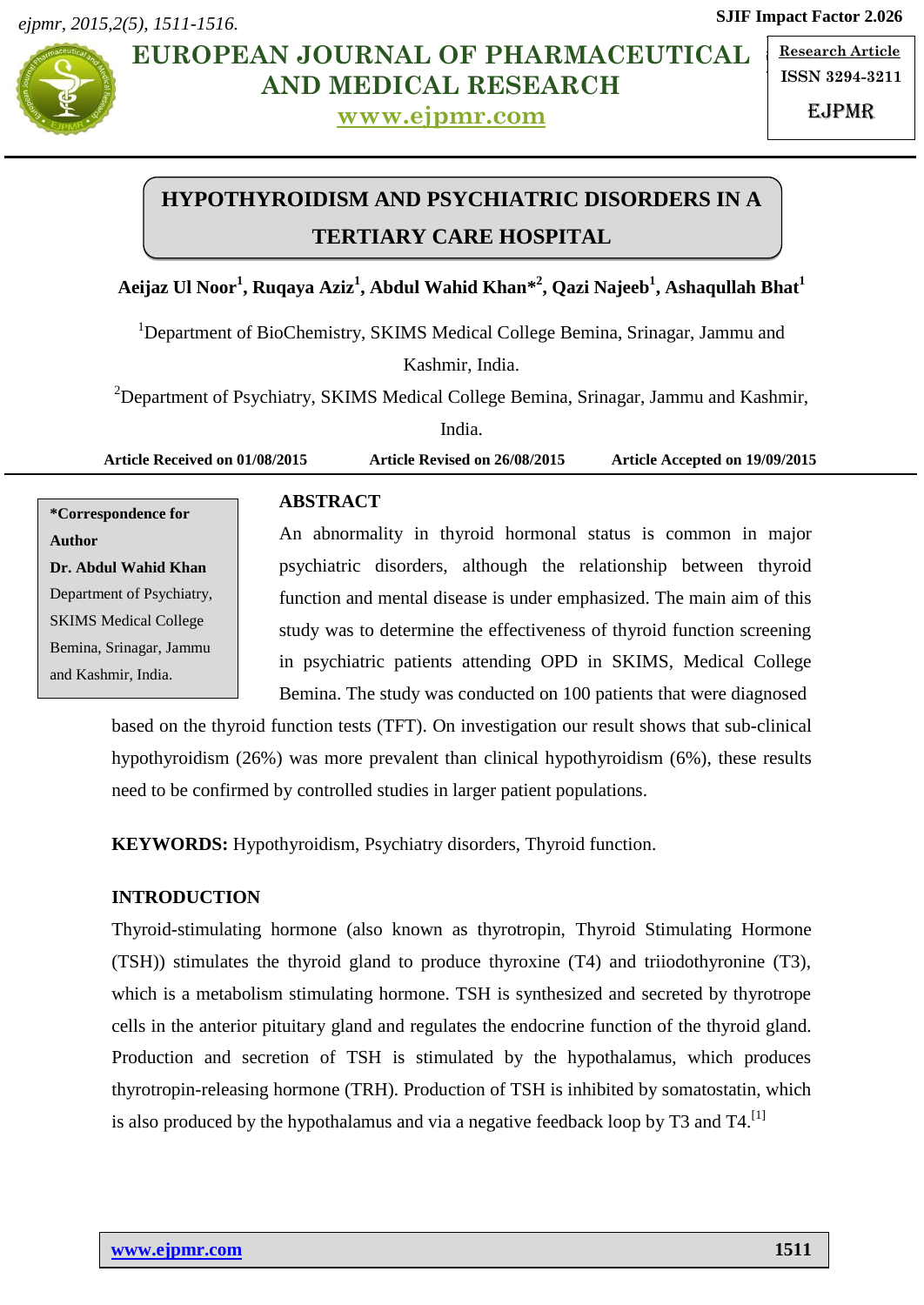# HYPOTHYROIDISM AND PSYCHIATRIC DISORDERS IN A TERTIARY CARE HOSPITAL

**Aeijaz Ul Noor[1], Ruqaya Aziz[1], Abdul Wahid Khan*[2], Qazi Najeeb[1], Ashaqullah Bhat[1]**

[1]Department of BioChemistry, SKIMS Medical College Bemina, Srinagar, Jammu and Kashmir, India.

[2]Department of Psychiatry, SKIMS Medical College Bemina, Srinagar, Jammu and Kashmir, India.

**Article Received on 01/08/2015 Article Revised on 26/08/2015 Article Accepted on 19/09/2015**

**\*Correspondence for Author**
**Dr. Abdul Wahid Khan**
Department of Psychiatry, SKIMS Medical College Bemina, Srinagar, Jammu and Kashmir, India.

## ABSTRACT

An abnormality in thyroid hormonal status is common in major psychiatric disorders, although the relationship between thyroid function and mental disease is under emphasized. The main aim of this study was to determine the effectiveness of thyroid function screening in psychiatric patients attending OPD in SKIMS, Medical College Bemina. The study was conducted on 100 patients that were diagnosed based on the thyroid function tests (TFT). On investigation our result shows that sub-clinical hypothyroidism (26%) was more prevalent than clinical hypothyroidism (6%), these results need to be confirmed by controlled studies in larger patient populations.

**KEYWORDS:** Hypothyroidism, Psychiatry disorders, Thyroid function.

## INTRODUCTION

Thyroid-stimulating hormone (also known as thyrotropin, Thyroid Stimulating Hormone (TSH)) stimulates the thyroid gland to produce thyroxine (T4) and triiodothyronine (T3), which is a metabolism stimulating hormone. TSH is synthesized and secreted by thyrotrope cells in the anterior pituitary gland and regulates the endocrine function of the thyroid gland. Production and secretion of TSH is stimulated by the hypothalamus, which produces thyrotropin-releasing hormone (TRH). Production of TSH is inhibited by somatostatin, which is also produced by the hypothalamus and via a negative feedback loop by T3 and T4.[1]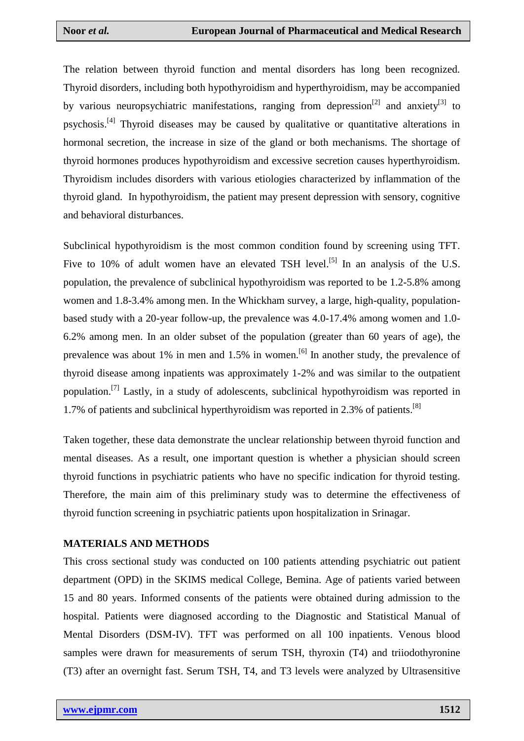The relation between thyroid function and mental disorders has long been recognized. Thyroid disorders, including both hypothyroidism and hyperthyroidism, may be accompanied by various neuropsychiatric manifestations, ranging from depression[2] and anxiety[3] to psychosis.[4] Thyroid diseases may be caused by qualitative or quantitative alterations in hormonal secretion, the increase in size of the gland or both mechanisms. The shortage of thyroid hormones produces hypothyroidism and excessive secretion causes hyperthyroidism. Thyroidism includes disorders with various etiologies characterized by inflammation of the thyroid gland. In hypothyroidism, the patient may present depression with sensory, cognitive and behavioral disturbances.

Subclinical hypothyroidism is the most common condition found by screening using TFT. Five to 10% of adult women have an elevated TSH level.[5] In an analysis of the U.S. population, the prevalence of subclinical hypothyroidism was reported to be 1.2-5.8% among women and 1.8-3.4% among men. In the Whickham survey, a large, high-quality, population-based study with a 20-year follow-up, the prevalence was 4.0-17.4% among women and 1.0-6.2% among men. In an older subset of the population (greater than 60 years of age), the prevalence was about 1% in men and 1.5% in women.[6] In another study, the prevalence of thyroid disease among inpatients was approximately 1-2% and was similar to the outpatient population.[7] Lastly, in a study of adolescents, subclinical hypothyroidism was reported in 1.7% of patients and subclinical hyperthyroidism was reported in 2.3% of patients.[8]

Taken together, these data demonstrate the unclear relationship between thyroid function and mental diseases. As a result, one important question is whether a physician should screen thyroid functions in psychiatric patients who have no specific indication for thyroid testing. Therefore, the main aim of this preliminary study was to determine the effectiveness of thyroid function screening in psychiatric patients upon hospitalization in Srinagar.

## MATERIALS AND METHODS

This cross sectional study was conducted on 100 patients attending psychiatric out patient department (OPD) in the SKIMS medical College, Bemina. Age of patients varied between 15 and 80 years. Informed consents of the patients were obtained during admission to the hospital. Patients were diagnosed according to the Diagnostic and Statistical Manual of Mental Disorders (DSM-IV). TFT was performed on all 100 inpatients. Venous blood samples were drawn for measurements of serum TSH, thyroxin (T4) and triiodothyronine (T3) after an overnight fast. Serum TSH, T4, and T3 levels were analyzed by Ultrasensitive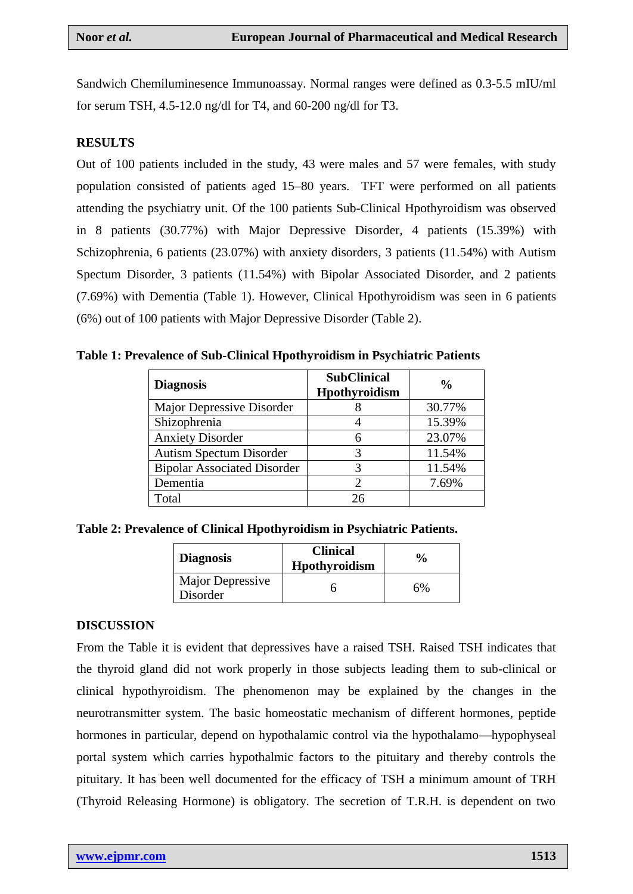Sandwich Chemiluminesence Immunoassay. Normal ranges were defined as 0.3-5.5 mIU/ml for serum TSH, 4.5-12.0 ng/dl for T4, and 60-200 ng/dl for T3.

## RESULTS

Out of 100 patients included in the study, 43 were males and 57 were females, with study population consisted of patients aged 15–80 years. TFT were performed on all patients attending the psychiatry unit. Of the 100 patients Sub-Clinical Hpothyroidism was observed in 8 patients (30.77%) with Major Depressive Disorder, 4 patients (15.39%) with Schizophrenia, 6 patients (23.07%) with anxiety disorders, 3 patients (11.54%) with Autism Spectum Disorder, 3 patients (11.54%) with Bipolar Associated Disorder, and 2 patients (7.69%) with Dementia (Table 1). However, Clinical Hpothyroidism was seen in 6 patients (6%) out of 100 patients with Major Depressive Disorder (Table 2).

**Table 1: Prevalence of Sub-Clinical Hpothyroidism in Psychiatric Patients**

| Diagnosis | SubClinical Hpothyroidism | % |
|---|---|---|
| Major Depressive Disorder | 8 | 30.77% |
| Shizophrenia | 4 | 15.39% |
| Anxiety Disorder | 6 | 23.07% |
| Autism Spectum Disorder | 3 | 11.54% |
| Bipolar Associated Disorder | 3 | 11.54% |
| Dementia | 2 | 7.69% |
| Total | 26 | |

**Table 2: Prevalence of Clinical Hpothyroidism in Psychiatric Patients.**

| Diagnosis | Clinical Hpothyroidism | % |
|---|---|---|
| Major Depressive Disorder | 6 | 6% |

## DISCUSSION

From the Table it is evident that depressives have a raised TSH. Raised TSH indicates that the thyroid gland did not work properly in those subjects leading them to sub-clinical or clinical hypothyroidism. The phenomenon may be explained by the changes in the neurotransmitter system. The basic homeostatic mechanism of different hormones, peptide hormones in particular, depend on hypothalamic control via the hypothalamo—hypophyseal portal system which carries hypothalmic factors to the pituitary and thereby controls the pituitary. It has been well documented for the efficacy of TSH a minimum amount of TRH (Thyroid Releasing Hormone) is obligatory. The secretion of T.R.H. is dependent on two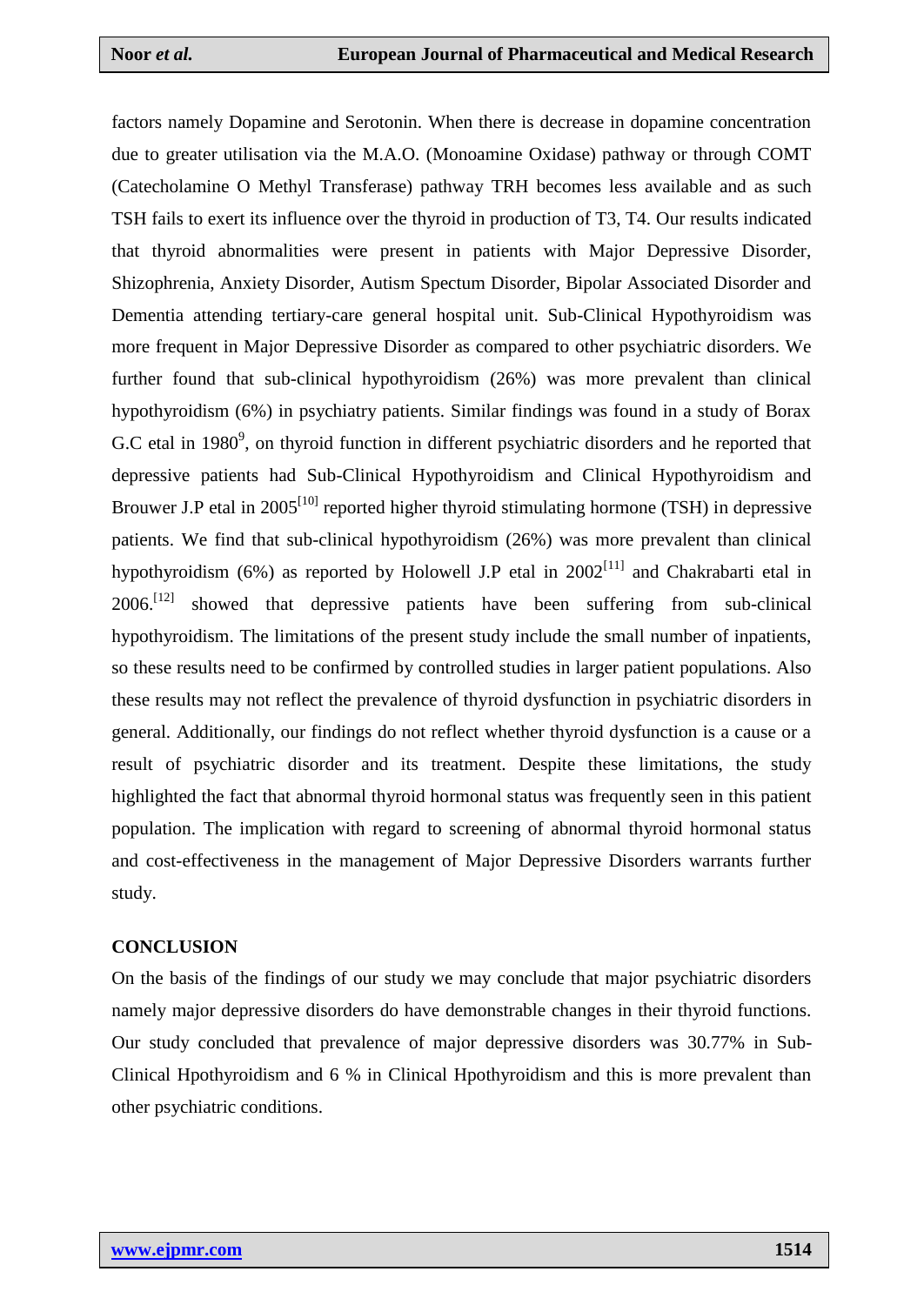factors namely Dopamine and Serotonin. When there is decrease in dopamine concentration due to greater utilisation via the M.A.O. (Monoamine Oxidase) pathway or through COMT (Catecholamine O Methyl Transferase) pathway TRH becomes less available and as such TSH fails to exert its influence over the thyroid in production of T3, T4. Our results indicated that thyroid abnormalities were present in patients with Major Depressive Disorder, Shizophrenia, Anxiety Disorder, Autism Spectum Disorder, Bipolar Associated Disorder and Dementia attending tertiary-care general hospital unit. Sub-Clinical Hypothyroidism was more frequent in Major Depressive Disorder as compared to other psychiatric disorders. We further found that sub-clinical hypothyroidism (26%) was more prevalent than clinical hypothyroidism (6%) in psychiatry patients. Similar findings was found in a study of Borax G.C etal in 1980[9], on thyroid function in different psychiatric disorders and he reported that depressive patients had Sub-Clinical Hypothyroidism and Clinical Hypothyroidism and Brouwer J.P etal in 2005[10] reported higher thyroid stimulating hormone (TSH) in depressive patients. We find that sub-clinical hypothyroidism (26%) was more prevalent than clinical hypothyroidism (6%) as reported by Holowell J.P etal in 2002[11] and Chakrabarti etal in 2006.[12] showed that depressive patients have been suffering from sub-clinical hypothyroidism. The limitations of the present study include the small number of inpatients, so these results need to be confirmed by controlled studies in larger patient populations. Also these results may not reflect the prevalence of thyroid dysfunction in psychiatric disorders in general. Additionally, our findings do not reflect whether thyroid dysfunction is a cause or a result of psychiatric disorder and its treatment. Despite these limitations, the study highlighted the fact that abnormal thyroid hormonal status was frequently seen in this patient population. The implication with regard to screening of abnormal thyroid hormonal status and cost-effectiveness in the management of Major Depressive Disorders warrants further study.

## CONCLUSION

On the basis of the findings of our study we may conclude that major psychiatric disorders namely major depressive disorders do have demonstrable changes in their thyroid functions. Our study concluded that prevalence of major depressive disorders was 30.77% in Sub-Clinical Hpothyroidism and 6 % in Clinical Hpothyroidism and this is more prevalent than other psychiatric conditions.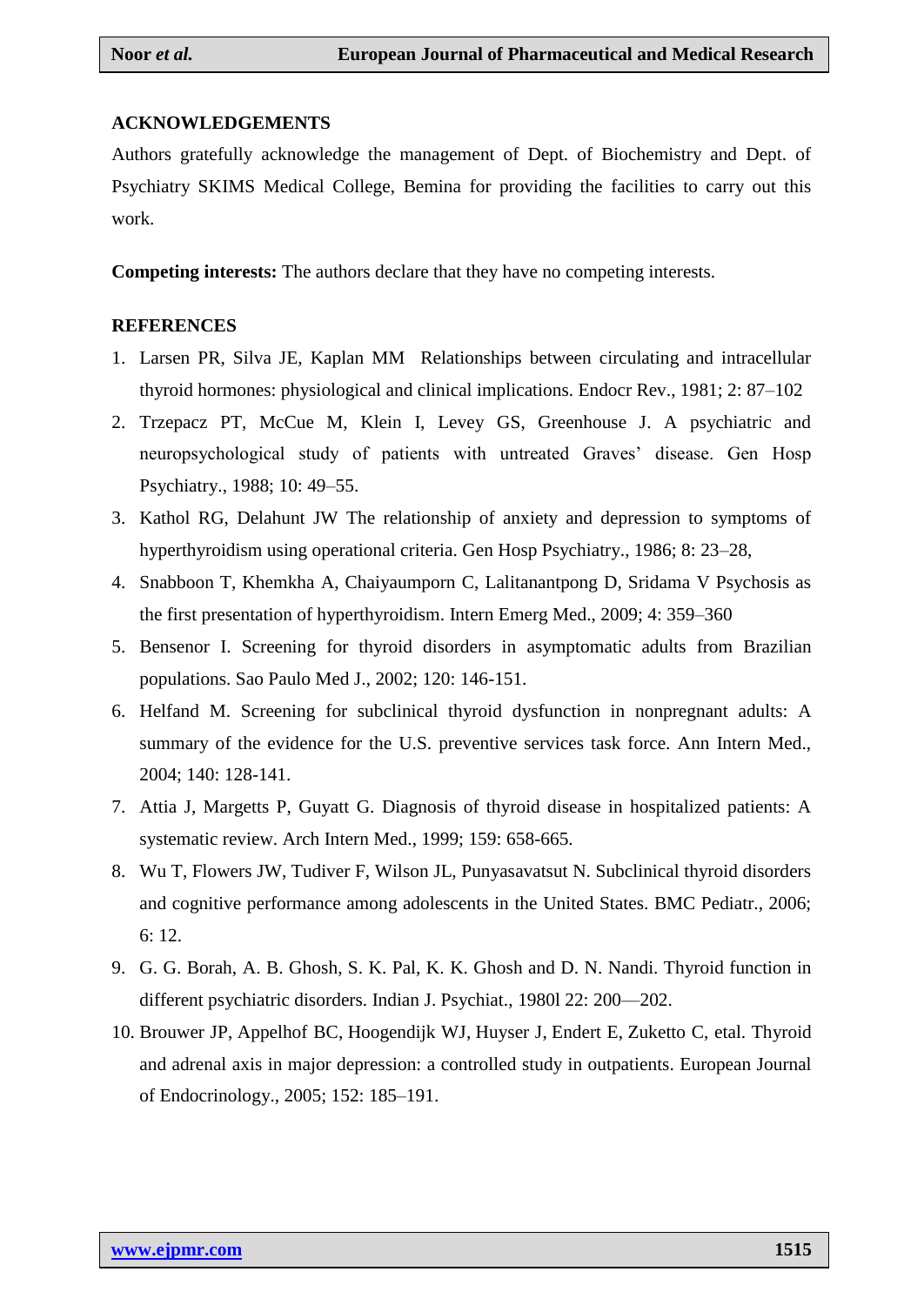## ACKNOWLEDGEMENTS

Authors gratefully acknowledge the management of Dept. of Biochemistry and Dept. of Psychiatry SKIMS Medical College, Bemina for providing the facilities to carry out this work.

**Competing interests:** The authors declare that they have no competing interests.

## REFERENCES

1. Larsen PR, Silva JE, Kaplan MM Relationships between circulating and intracellular thyroid hormones: physiological and clinical implications. Endocr Rev., 1981; 2: 87–102
2. Trzepacz PT, McCue M, Klein I, Levey GS, Greenhouse J. A psychiatric and neuropsychological study of patients with untreated Graves' disease. Gen Hosp Psychiatry., 1988; 10: 49–55.
3. Kathol RG, Delahunt JW The relationship of anxiety and depression to symptoms of hyperthyroidism using operational criteria. Gen Hosp Psychiatry., 1986; 8: 23–28,
4. Snabboon T, Khemkha A, Chaiyaumporn C, Lalitanantpong D, Sridama V Psychosis as the first presentation of hyperthyroidism. Intern Emerg Med., 2009; 4: 359–360
5. Bensenor I. Screening for thyroid disorders in asymptomatic adults from Brazilian populations. Sao Paulo Med J., 2002; 120: 146-151.
6. Helfand M. Screening for subclinical thyroid dysfunction in nonpregnant adults: A summary of the evidence for the U.S. preventive services task force. Ann Intern Med., 2004; 140: 128-141.
7. Attia J, Margetts P, Guyatt G. Diagnosis of thyroid disease in hospitalized patients: A systematic review. Arch Intern Med., 1999; 159: 658-665.
8. Wu T, Flowers JW, Tudiver F, Wilson JL, Punyasavatsut N. Subclinical thyroid disorders and cognitive performance among adolescents in the United States. BMC Pediatr., 2006; 6: 12.
9. G. G. Borah, A. B. Ghosh, S. K. Pal, K. K. Ghosh and D. N. Nandi. Thyroid function in different psychiatric disorders. Indian J. Psychiat., 1980l 22: 200—202.
10. Brouwer JP, Appelhof BC, Hoogendijk WJ, Huyser J, Endert E, Zuketto C, etal. Thyroid and adrenal axis in major depression: a controlled study in outpatients. European Journal of Endocrinology., 2005; 152: 185–191.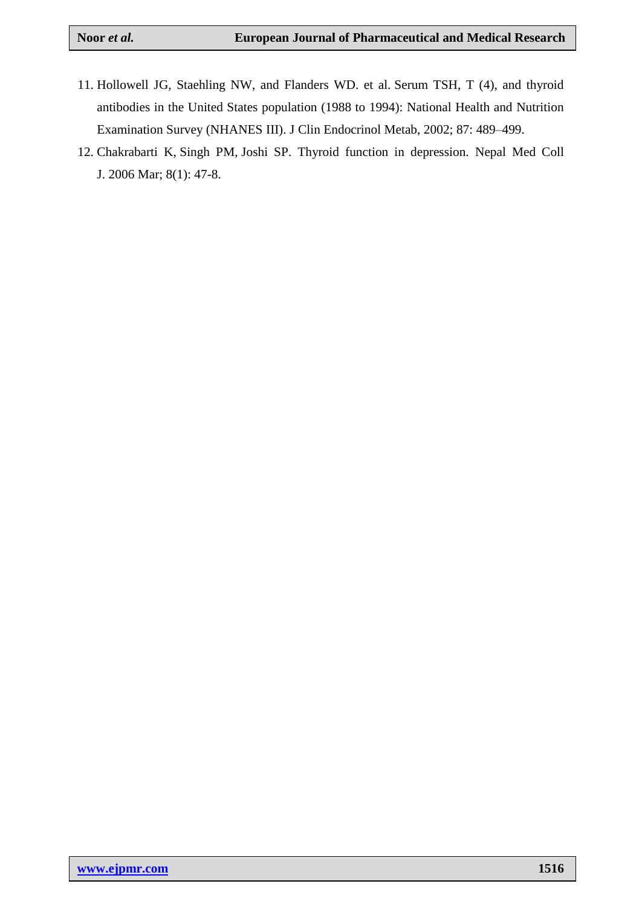11. Hollowell JG, Staehling NW, and Flanders WD. et al. Serum TSH, T (4), and thyroid antibodies in the United States population (1988 to 1994): National Health and Nutrition Examination Survey (NHANES III). J Clin Endocrinol Metab, 2002; 87: 489–499.
12. Chakrabarti K, Singh PM, Joshi SP. Thyroid function in depression. Nepal Med Coll J. 2006 Mar; 8(1): 47-8.